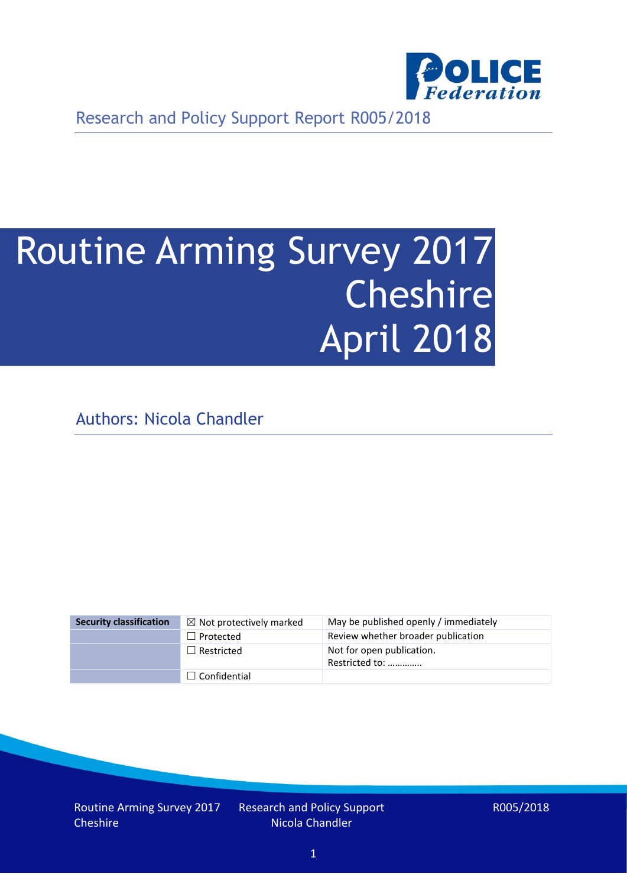Research and Policy Support Report R005/2018

# Routine Arming Survey 2017 Cheshire April 2018

Authors: Nicola Chandler

| Security classification | ☒ Not protectively marked | May be published openly / immediately |
|---|---|---|
| | ☐ Protected | Review whether broader publication |
| | ☐ Restricted | Not for open publication. Restricted to: ………….. |
| | ☐ Confidential | |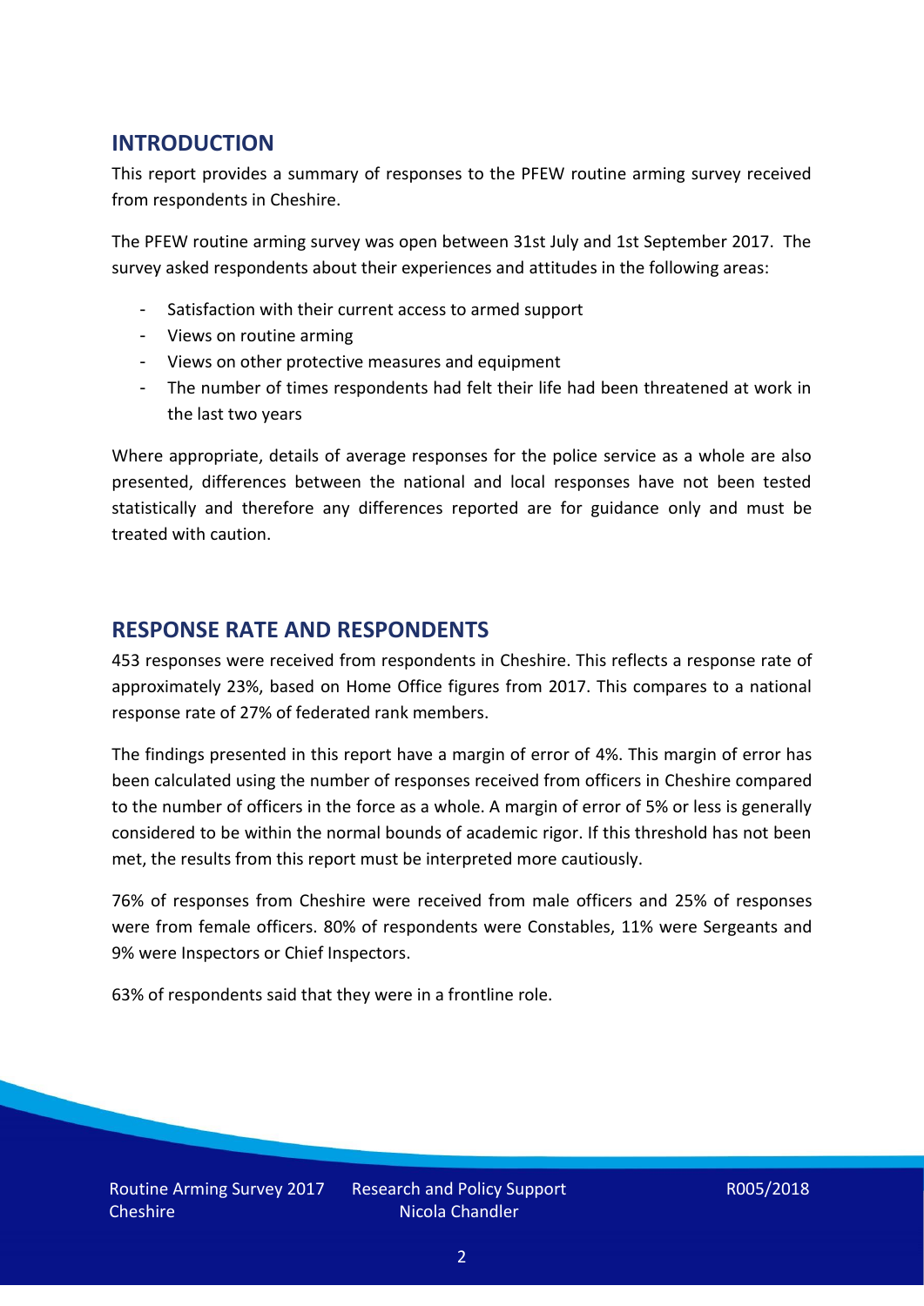## INTRODUCTION

This report provides a summary of responses to the PFEW routine arming survey received from respondents in Cheshire.

The PFEW routine arming survey was open between 31st July and 1st September 2017. The survey asked respondents about their experiences and attitudes in the following areas:

- Satisfaction with their current access to armed support
- Views on routine arming
- Views on other protective measures and equipment
- The number of times respondents had felt their life had been threatened at work in the last two years

Where appropriate, details of average responses for the police service as a whole are also presented, differences between the national and local responses have not been tested statistically and therefore any differences reported are for guidance only and must be treated with caution.

## RESPONSE RATE AND RESPONDENTS

453 responses were received from respondents in Cheshire. This reflects a response rate of approximately 23%, based on Home Office figures from 2017. This compares to a national response rate of 27% of federated rank members.

The findings presented in this report have a margin of error of 4%. This margin of error has been calculated using the number of responses received from officers in Cheshire compared to the number of officers in the force as a whole. A margin of error of 5% or less is generally considered to be within the normal bounds of academic rigor. If this threshold has not been met, the results from this report must be interpreted more cautiously.

76% of responses from Cheshire were received from male officers and 25% of responses were from female officers. 80% of respondents were Constables, 11% were Sergeants and 9% were Inspectors or Chief Inspectors.

63% of respondents said that they were in a frontline role.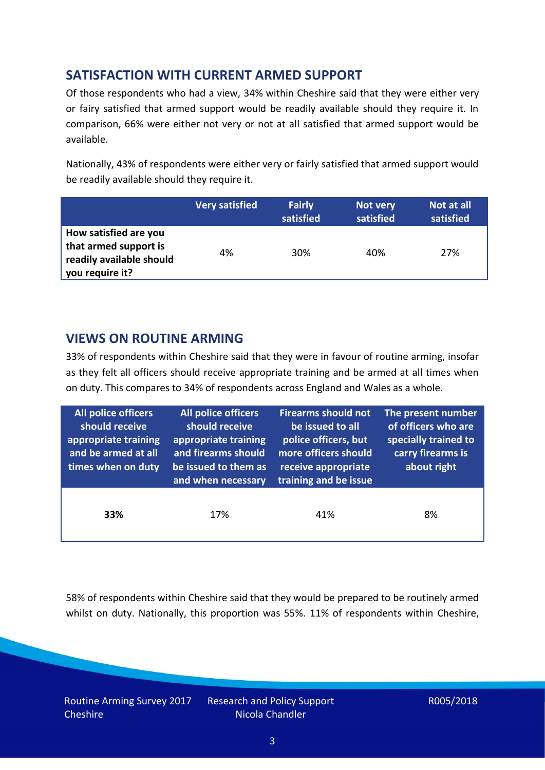## SATISFACTION WITH CURRENT ARMED SUPPORT

Of those respondents who had a view, 34% within Cheshire said that they were either very or fairy satisfied that armed support would be readily available should they require it. In comparison, 66% were either not very or not at all satisfied that armed support would be available.

Nationally, 43% of respondents were either very or fairly satisfied that armed support would be readily available should they require it.

| | Very satisfied | Fairly satisfied | Not very satisfied | Not at all satisfied |
|---|---|---|---|---|
| **How satisfied are you that armed support is readily available should you require it?** | 4% | 30% | 40% | 27% |

## VIEWS ON ROUTINE ARMING

33% of respondents within Cheshire said that they were in favour of routine arming, insofar as they felt all officers should receive appropriate training and be armed at all times when on duty. This compares to 34% of respondents across England and Wales as a whole.

| All police officers should receive appropriate training and be armed at all times when on duty | All police officers should receive appropriate training and firearms should be issued to them as and when necessary | Firearms should not be issued to all police officers, but more officers should receive appropriate training and be issue | The present number of officers who are specially trained to carry firearms is about right |
|---|---|---|---|
| **33%** | 17% | 41% | 8% |

58% of respondents within Cheshire said that they would be prepared to be routinely armed whilst on duty. Nationally, this proportion was 55%. 11% of respondents within Cheshire,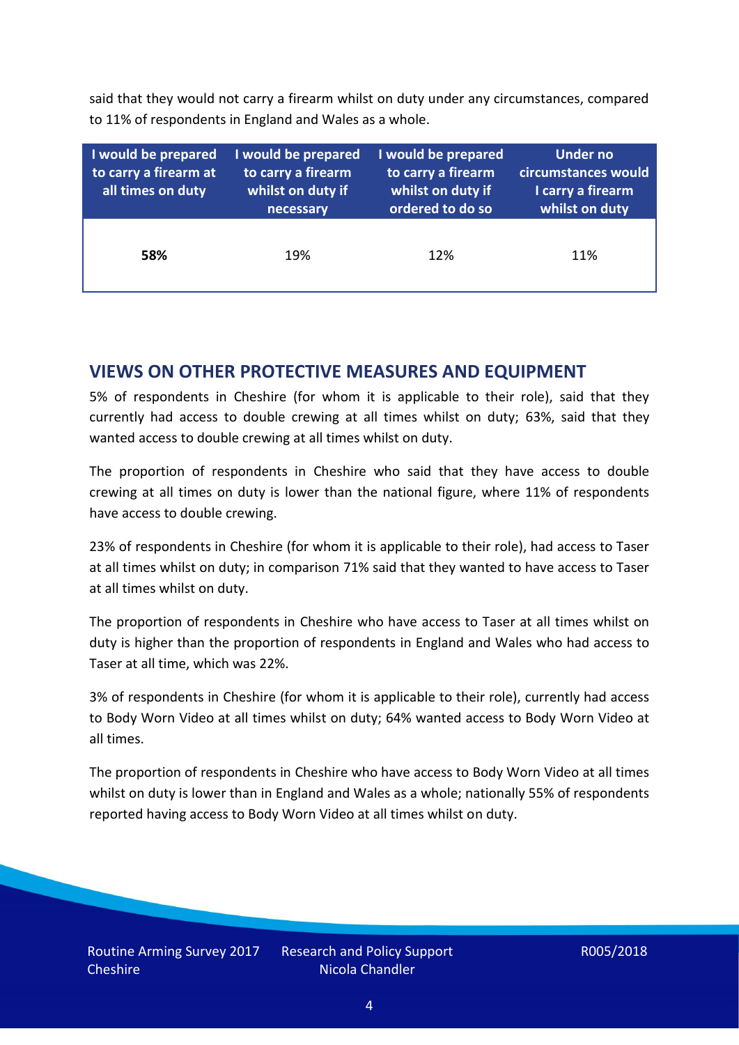said that they would not carry a firearm whilst on duty under any circumstances, compared to 11% of respondents in England and Wales as a whole.

| I would be prepared to carry a firearm at all times on duty | I would be prepared to carry a firearm whilst on duty if necessary | I would be prepared to carry a firearm whilst on duty if ordered to do so | Under no circumstances would I carry a firearm whilst on duty |
|---|---|---|---|
| **58%** | 19% | 12% | 11% |

## VIEWS ON OTHER PROTECTIVE MEASURES AND EQUIPMENT

5% of respondents in Cheshire (for whom it is applicable to their role), said that they currently had access to double crewing at all times whilst on duty; 63%, said that they wanted access to double crewing at all times whilst on duty.

The proportion of respondents in Cheshire who said that they have access to double crewing at all times on duty is lower than the national figure, where 11% of respondents have access to double crewing.

23% of respondents in Cheshire (for whom it is applicable to their role), had access to Taser at all times whilst on duty; in comparison 71% said that they wanted to have access to Taser at all times whilst on duty.

The proportion of respondents in Cheshire who have access to Taser at all times whilst on duty is higher than the proportion of respondents in England and Wales who had access to Taser at all time, which was 22%.

3% of respondents in Cheshire (for whom it is applicable to their role), currently had access to Body Worn Video at all times whilst on duty; 64% wanted access to Body Worn Video at all times.

The proportion of respondents in Cheshire who have access to Body Worn Video at all times whilst on duty is lower than in England and Wales as a whole; nationally 55% of respondents reported having access to Body Worn Video at all times whilst on duty.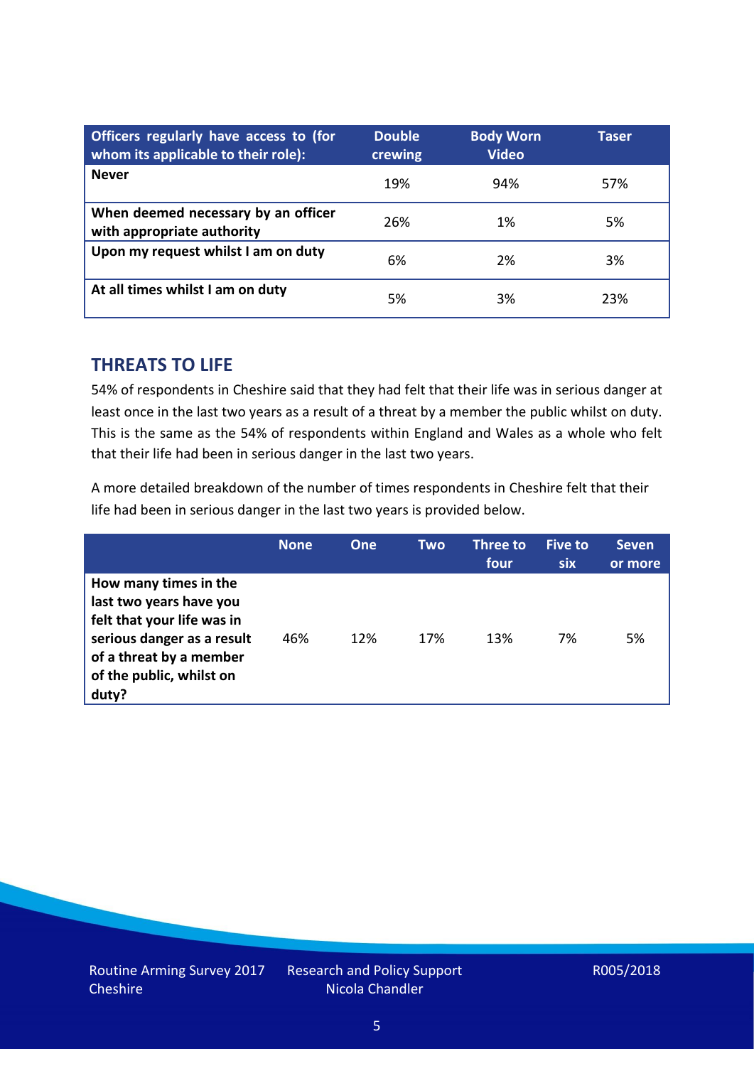| Officers regularly have access to (for whom its applicable to their role): | Double crewing | Body Worn Video | Taser |
|---|---|---|---|
| **Never** | 19% | 94% | 57% |
| **When deemed necessary by an officer with appropriate authority** | 26% | 1% | 5% |
| **Upon my request whilst I am on duty** | 6% | 2% | 3% |
| **At all times whilst I am on duty** | 5% | 3% | 23% |

## THREATS TO LIFE

54% of respondents in Cheshire said that they had felt that their life was in serious danger at least once in the last two years as a result of a threat by a member the public whilst on duty. This is the same as the 54% of respondents within England and Wales as a whole who felt that their life had been in serious danger in the last two years.

A more detailed breakdown of the number of times respondents in Cheshire felt that their life had been in serious danger in the last two years is provided below.

| | None | One | Two | Three to four | Five to six | Seven or more |
|---|---|---|---|---|---|---|
| **How many times in the last two years have you felt that your life was in serious danger as a result of a threat by a member of the public, whilst on duty?** | 46% | 12% | 17% | 13% | 7% | 5% |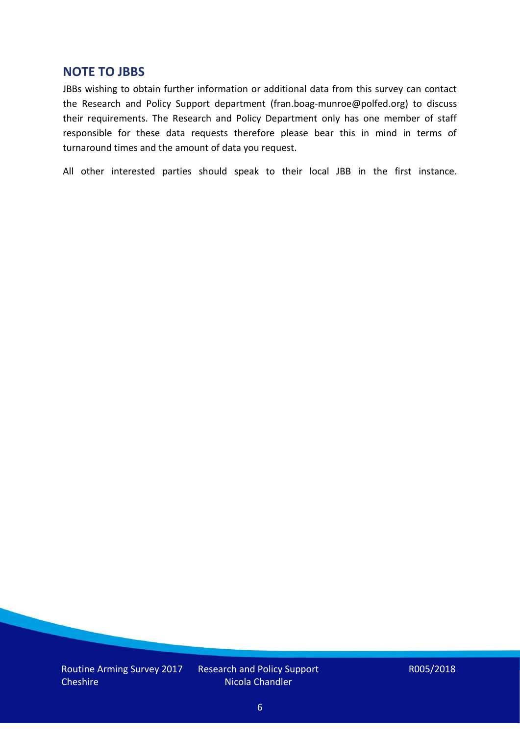## NOTE TO JBBS

JBBs wishing to obtain further information or additional data from this survey can contact the Research and Policy Support department (fran.boag-munroe@polfed.org) to discuss their requirements. The Research and Policy Department only has one member of staff responsible for these data requests therefore please bear this in mind in terms of turnaround times and the amount of data you request.

All other interested parties should speak to their local JBB in the first instance.